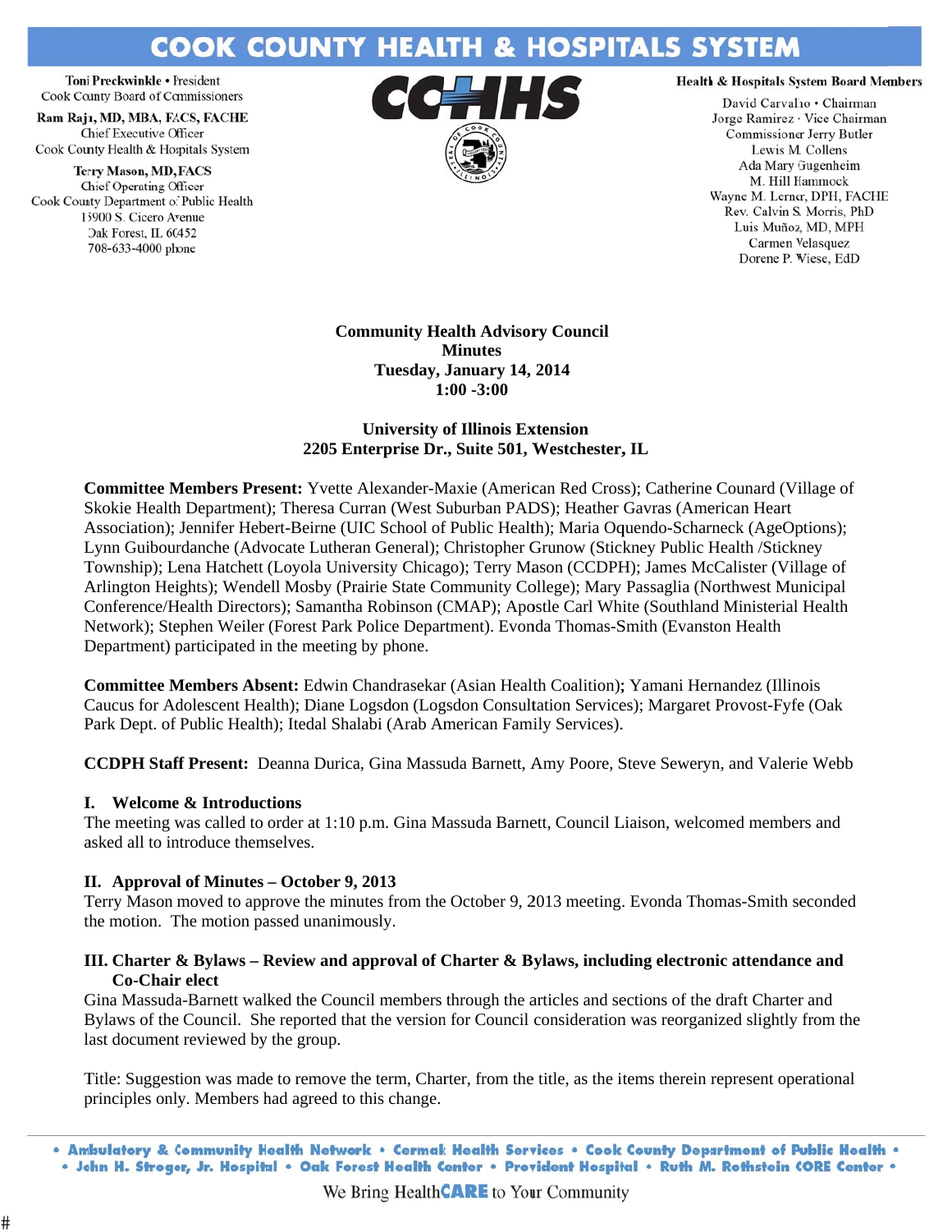# COOK COUNTY HEALTH & HOSPITALS SYSTEM

Toni Preckwinkle • President
Cook County Board of Commissioners

Ram Raju, MD, MBA, FACS, FACHE
Chief Executive Officer
Cook County Health & Hospitals System

Terry Mason, MD, FACS
Chief Operating Officer
Cook County Department of Public Health
15900 S. Cicero Avenue
Oak Forest, IL 60452
708-633-4000 phone

**CCHHS**

**Health & Hospitals System Board Members**

David Carvalho • Chairman
Jorge Ramirez • Vice Chairman
Commissioner Jerry Butler
Lewis M. Collens
Ada Mary Gugenheim
M. Hill Hammock
Wayne M. Lerner, DPH, FACHE
Rev. Calvin S. Morris, PhD
Luis Muñoz, MD, MPH
Carmen Velasquez
Dorene P. Wiese, EdD

**Community Health Advisory Council**
**Minutes**
**Tuesday, January 14, 2014**
**1:00 -3:00**

**University of Illinois Extension**
**2205 Enterprise Dr., Suite 501, Westchester, IL**

**Committee Members Present:** Yvette Alexander-Maxie (American Red Cross); Catherine Counard (Village of Skokie Health Department); Theresa Curran (West Suburban PADS); Heather Gavras (American Heart Association); Jennifer Hebert-Beirne (UIC School of Public Health); Maria Oquendo-Scharneck (AgeOptions); Lynn Guibourdanche (Advocate Lutheran General); Christopher Grunow (Stickney Public Health /Stickney Township); Lena Hatchett (Loyola University Chicago); Terry Mason (CCDPH); James McCalister (Village of Arlington Heights); Wendell Mosby (Prairie State Community College); Mary Passaglia (Northwest Municipal Conference/Health Directors); Samantha Robinson (CMAP); Apostle Carl White (Southland Ministerial Health Network); Stephen Weiler (Forest Park Police Department). Evonda Thomas-Smith (Evanston Health Department) participated in the meeting by phone.

**Committee Members Absent:** Edwin Chandrasekar (Asian Health Coalition); Yamani Hernandez (Illinois Caucus for Adolescent Health); Diane Logsdon (Logsdon Consultation Services); Margaret Provost-Fyfe (Oak Park Dept. of Public Health); Itedal Shalabi (Arab American Family Services).

**CCDPH Staff Present:** Deanna Durica, Gina Massuda Barnett, Amy Poore, Steve Seweryn, and Valerie Webb

## I. Welcome & Introductions

The meeting was called to order at 1:10 p.m. Gina Massuda Barnett, Council Liaison, welcomed members and asked all to introduce themselves.

## II. Approval of Minutes – October 9, 2013

Terry Mason moved to approve the minutes from the October 9, 2013 meeting. Evonda Thomas-Smith seconded the motion. The motion passed unanimously.

## III. Charter & Bylaws – Review and approval of Charter & Bylaws, including electronic attendance and Co-Chair elect

Gina Massuda-Barnett walked the Council members through the articles and sections of the draft Charter and Bylaws of the Council. She reported that the version for Council consideration was reorganized slightly from the last document reviewed by the group.

Title: Suggestion was made to remove the term, Charter, from the title, as the items therein represent operational principles only. Members had agreed to this change.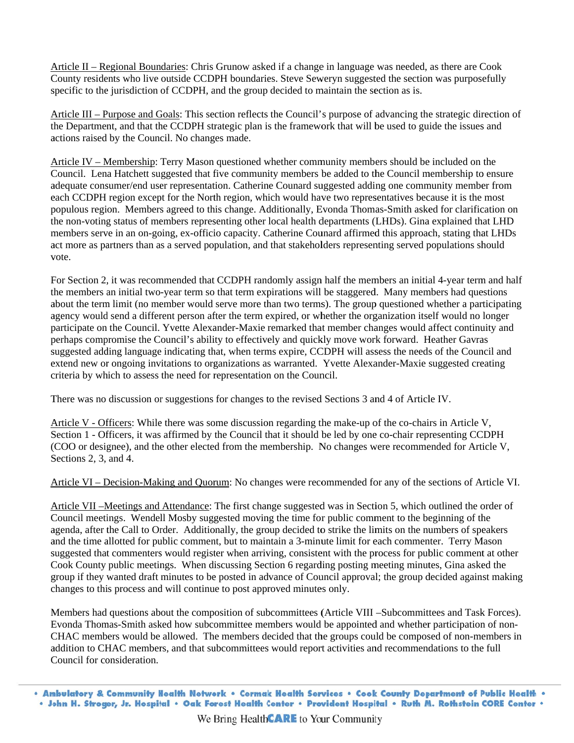Article II – Regional Boundaries: Chris Grunow asked if a change in language was needed, as there are Cook County residents who live outside CCDPH boundaries. Steve Seweryn suggested the section was purposefully specific to the jurisdiction of CCDPH, and the group decided to maintain the section as is.

Article III – Purpose and Goals: This section reflects the Council's purpose of advancing the strategic direction of the Department, and that the CCDPH strategic plan is the framework that will be used to guide the issues and actions raised by the Council. No changes made.

Article IV – Membership: Terry Mason questioned whether community members should be included on the Council. Lena Hatchett suggested that five community members be added to the Council membership to ensure adequate consumer/end user representation. Catherine Counard suggested adding one community member from each CCDPH region except for the North region, which would have two representatives because it is the most populous region. Members agreed to this change. Additionally, Evonda Thomas-Smith asked for clarification on the non-voting status of members representing other local health departments (LHDs). Gina explained that LHD members serve in an on-going, ex-officio capacity. Catherine Counard affirmed this approach, stating that LHDs act more as partners than as a served population, and that stakeholders representing served populations should vote.

For Section 2, it was recommended that CCDPH randomly assign half the members an initial 4-year term and half the members an initial two-year term so that term expirations will be staggered. Many members had questions about the term limit (no member would serve more than two terms). The group questioned whether a participating agency would send a different person after the term expired, or whether the organization itself would no longer participate on the Council. Yvette Alexander-Maxie remarked that member changes would affect continuity and perhaps compromise the Council's ability to effectively and quickly move work forward. Heather Gavras suggested adding language indicating that, when terms expire, CCDPH will assess the needs of the Council and extend new or ongoing invitations to organizations as warranted. Yvette Alexander-Maxie suggested creating criteria by which to assess the need for representation on the Council.

There was no discussion or suggestions for changes to the revised Sections 3 and 4 of Article IV.

Article V - Officers: While there was some discussion regarding the make-up of the co-chairs in Article V, Section 1 - Officers, it was affirmed by the Council that it should be led by one co-chair representing CCDPH (COO or designee), and the other elected from the membership. No changes were recommended for Article V, Sections 2, 3, and 4.

Article VI – Decision-Making and Quorum: No changes were recommended for any of the sections of Article VI.

Article VII –Meetings and Attendance: The first change suggested was in Section 5, which outlined the order of Council meetings. Wendell Mosby suggested moving the time for public comment to the beginning of the agenda, after the Call to Order. Additionally, the group decided to strike the limits on the numbers of speakers and the time allotted for public comment, but to maintain a 3-minute limit for each commenter. Terry Mason suggested that commenters would register when arriving, consistent with the process for public comment at other Cook County public meetings. When discussing Section 6 regarding posting meeting minutes, Gina asked the group if they wanted draft minutes to be posted in advance of Council approval; the group decided against making changes to this process and will continue to post approved minutes only.

Members had questions about the composition of subcommittees (Article VIII –Subcommittees and Task Forces). Evonda Thomas-Smith asked how subcommittee members would be appointed and whether participation of non-CHAC members would be allowed. The members decided that the groups could be composed of non-members in addition to CHAC members, and that subcommittees would report activities and recommendations to the full Council for consideration.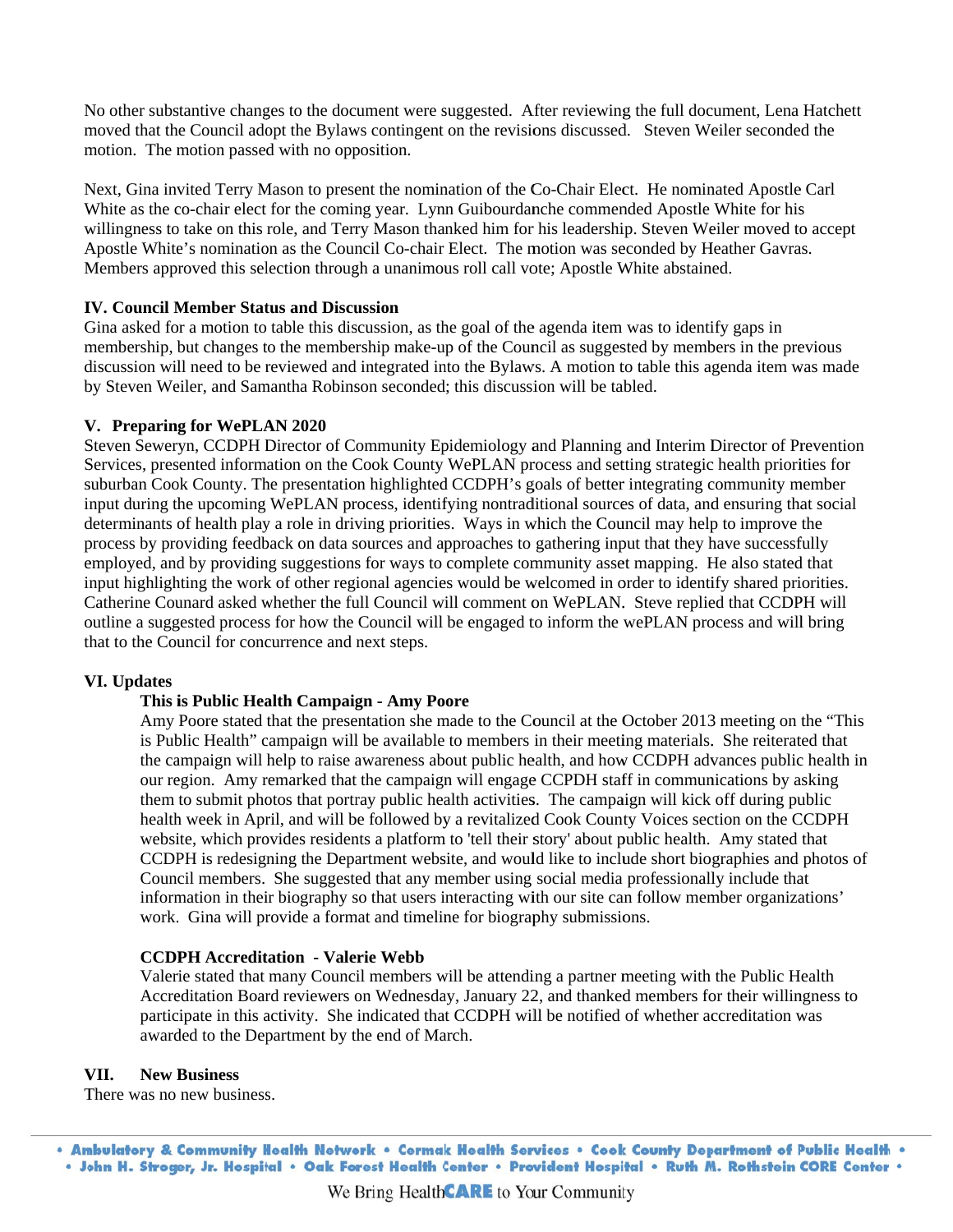No other substantive changes to the document were suggested. After reviewing the full document, Lena Hatchett moved that the Council adopt the Bylaws contingent on the revisions discussed. Steven Weiler seconded the motion. The motion passed with no opposition.

Next, Gina invited Terry Mason to present the nomination of the Co-Chair Elect. He nominated Apostle Carl White as the co-chair elect for the coming year. Lynn Guibourdanche commended Apostle White for his willingness to take on this role, and Terry Mason thanked him for his leadership. Steven Weiler moved to accept Apostle White's nomination as the Council Co-chair Elect. The motion was seconded by Heather Gavras. Members approved this selection through a unanimous roll call vote; Apostle White abstained.

**IV. Council Member Status and Discussion**

Gina asked for a motion to table this discussion, as the goal of the agenda item was to identify gaps in membership, but changes to the membership make-up of the Council as suggested by members in the previous discussion will need to be reviewed and integrated into the Bylaws. A motion to table this agenda item was made by Steven Weiler, and Samantha Robinson seconded; this discussion will be tabled.

**V. Preparing for WePLAN 2020**

Steven Seweryn, CCDPH Director of Community Epidemiology and Planning and Interim Director of Prevention Services, presented information on the Cook County WePLAN process and setting strategic health priorities for suburban Cook County. The presentation highlighted CCDPH's goals of better integrating community member input during the upcoming WePLAN process, identifying nontraditional sources of data, and ensuring that social determinants of health play a role in driving priorities. Ways in which the Council may help to improve the process by providing feedback on data sources and approaches to gathering input that they have successfully employed, and by providing suggestions for ways to complete community asset mapping. He also stated that input highlighting the work of other regional agencies would be welcomed in order to identify shared priorities. Catherine Counard asked whether the full Council will comment on WePLAN. Steve replied that CCDPH will outline a suggested process for how the Council will be engaged to inform the wePLAN process and will bring that to the Council for concurrence and next steps.

**VI. Updates**

**This is Public Health Campaign - Amy Poore**

Amy Poore stated that the presentation she made to the Council at the October 2013 meeting on the "This is Public Health" campaign will be available to members in their meeting materials. She reiterated that the campaign will help to raise awareness about public health, and how CCDPH advances public health in our region. Amy remarked that the campaign will engage CCPDH staff in communications by asking them to submit photos that portray public health activities. The campaign will kick off during public health week in April, and will be followed by a revitalized Cook County Voices section on the CCDPH website, which provides residents a platform to 'tell their story' about public health. Amy stated that CCDPH is redesigning the Department website, and would like to include short biographies and photos of Council members. She suggested that any member using social media professionally include that information in their biography so that users interacting with our site can follow member organizations' work. Gina will provide a format and timeline for biography submissions.

**CCDPH Accreditation - Valerie Webb**

Valerie stated that many Council members will be attending a partner meeting with the Public Health Accreditation Board reviewers on Wednesday, January 22, and thanked members for their willingness to participate in this activity. She indicated that CCDPH will be notified of whether accreditation was awarded to the Department by the end of March.

**VII. New Business**

There was no new business.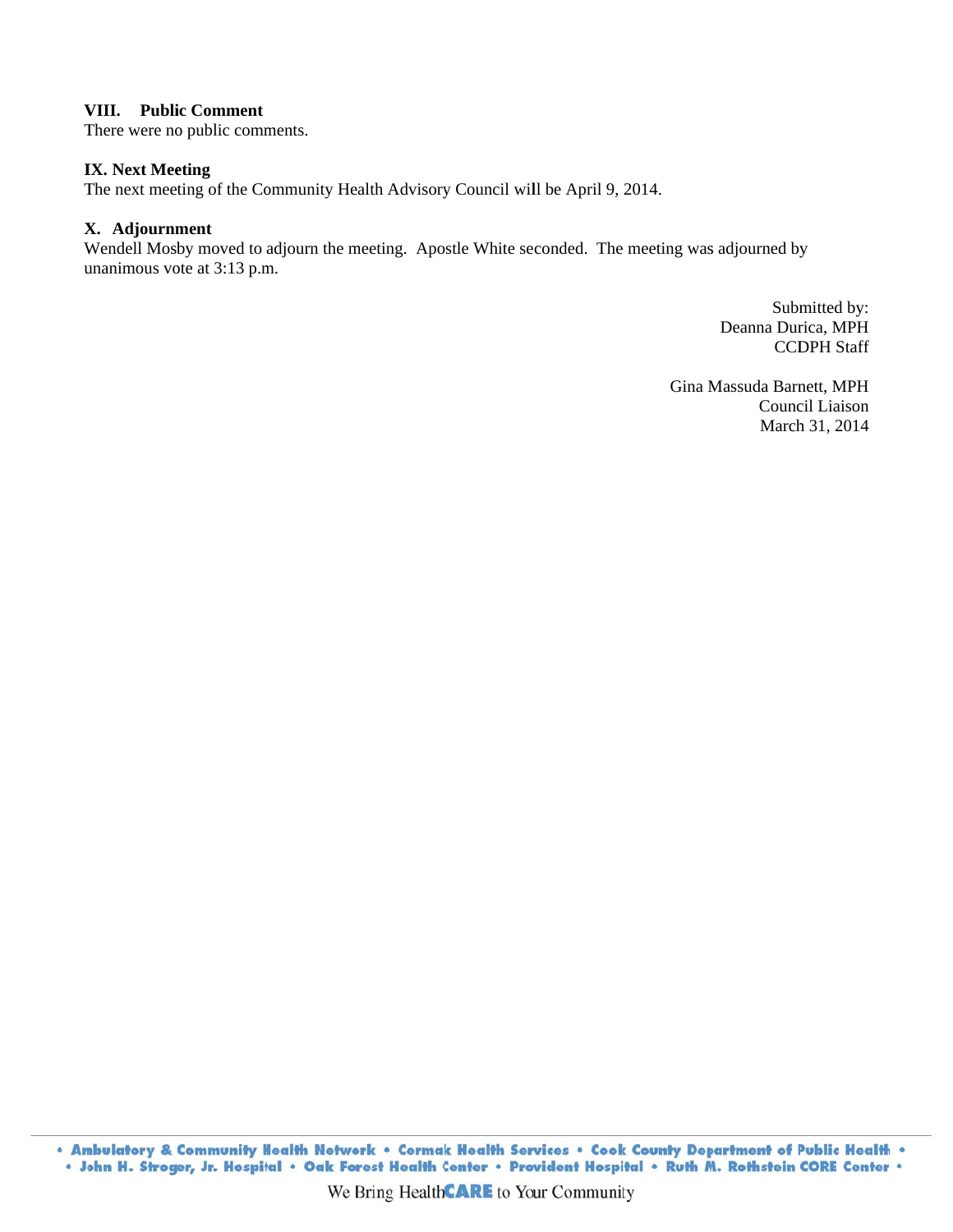**VIII. Public Comment**

There were no public comments.

**IX. Next Meeting**

The next meeting of the Community Health Advisory Council will be April 9, 2014.

**X. Adjournment**

Wendell Mosby moved to adjourn the meeting. Apostle White seconded. The meeting was adjourned by unanimous vote at 3:13 p.m.

Submitted by:
Deanna Durica, MPH
CCDPH Staff

Gina Massuda Barnett, MPH
Council Liaison
March 31, 2014